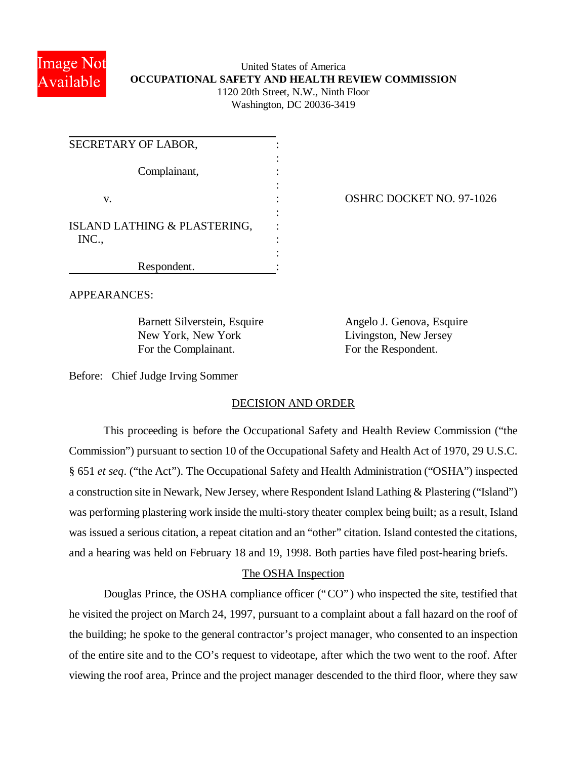United States of America

**OCCUPATIONAL SAFETY AND HEALTH REVIEW COMMISSION**

1120 20th Street, N.W., Ninth Floor

Washington, DC 20036-3419

| | |
|---|---|
| SECRETARY OF LABOR,<br><br>Complainant,<br><br>v.<br><br>ISLAND LATHING & PLASTERING, INC.,<br><br>Respondent. | OSHRC DOCKET NO. 97-1026 |

APPEARANCES:

Barnett Silverstein, Esquire
New York, New York
For the Complainant.

Angelo J. Genova, Esquire
Livingston, New Jersey
For the Respondent.

Before: Chief Judge Irving Sommer

## DECISION AND ORDER

This proceeding is before the Occupational Safety and Health Review Commission ("the Commission") pursuant to section 10 of the Occupational Safety and Health Act of 1970, 29 U.S.C. § 651 *et seq*. ("the Act"). The Occupational Safety and Health Administration ("OSHA") inspected a construction site in Newark, New Jersey, where Respondent Island Lathing & Plastering ("Island") was performing plastering work inside the multi-story theater complex being built; as a result, Island was issued a serious citation, a repeat citation and an "other" citation. Island contested the citations, and a hearing was held on February 18 and 19, 1998. Both parties have filed post-hearing briefs.

### The OSHA Inspection

Douglas Prince, the OSHA compliance officer ("CO") who inspected the site, testified that he visited the project on March 24, 1997, pursuant to a complaint about a fall hazard on the roof of the building; he spoke to the general contractor's project manager, who consented to an inspection of the entire site and to the CO's request to videotape, after which the two went to the roof. After viewing the roof area, Prince and the project manager descended to the third floor, where they saw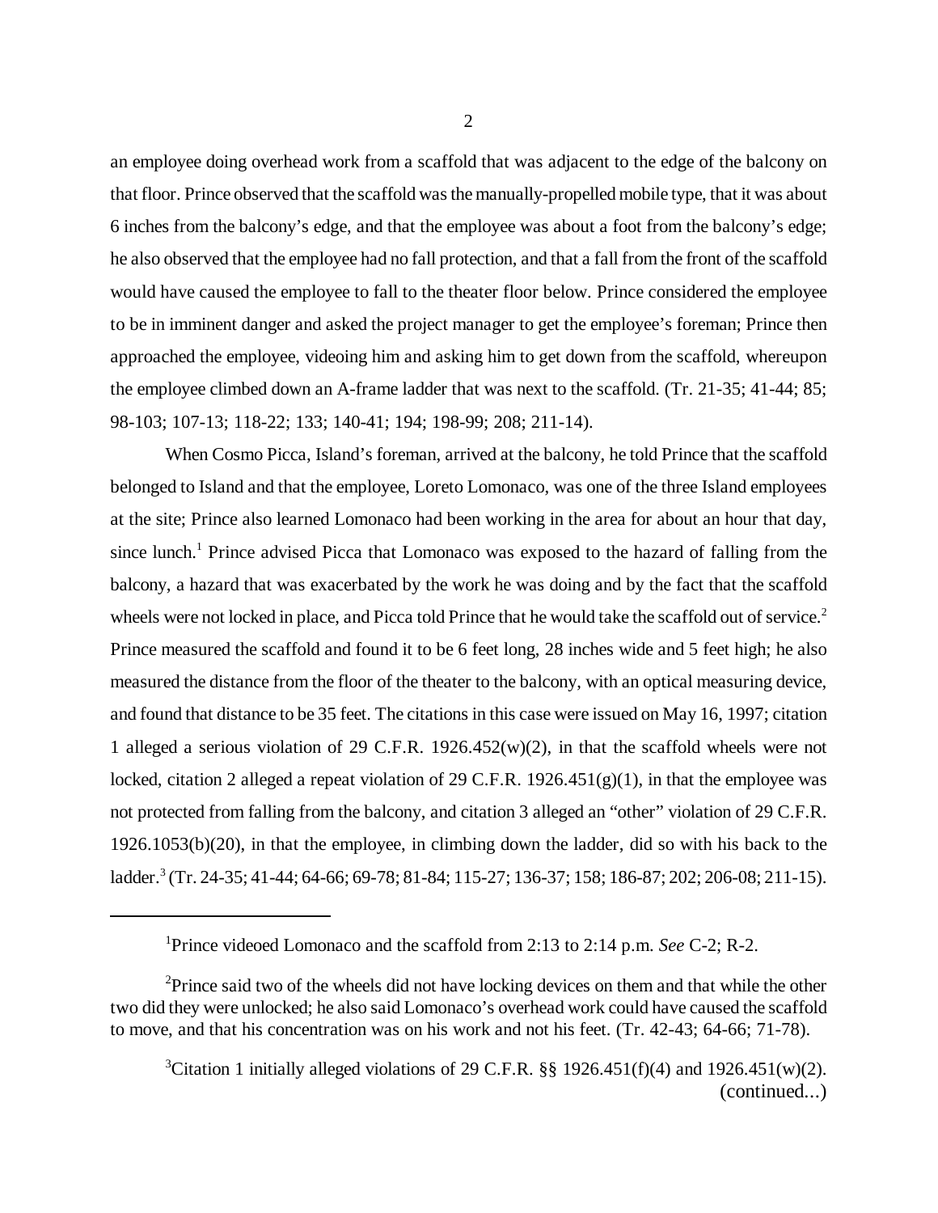an employee doing overhead work from a scaffold that was adjacent to the edge of the balcony on that floor. Prince observed that the scaffold was the manually-propelled mobile type, that it was about 6 inches from the balcony's edge, and that the employee was about a foot from the balcony's edge; he also observed that the employee had no fall protection, and that a fall from the front of the scaffold would have caused the employee to fall to the theater floor below. Prince considered the employee to be in imminent danger and asked the project manager to get the employee's foreman; Prince then approached the employee, videoing him and asking him to get down from the scaffold, whereupon the employee climbed down an A-frame ladder that was next to the scaffold. (Tr. 21-35; 41-44; 85; 98-103; 107-13; 118-22; 133; 140-41; 194; 198-99; 208; 211-14).

When Cosmo Picca, Island's foreman, arrived at the balcony, he told Prince that the scaffold belonged to Island and that the employee, Loreto Lomonaco, was one of the three Island employees at the site; Prince also learned Lomonaco had been working in the area for about an hour that day, since lunch.[1] Prince advised Picca that Lomonaco was exposed to the hazard of falling from the balcony, a hazard that was exacerbated by the work he was doing and by the fact that the scaffold wheels were not locked in place, and Picca told Prince that he would take the scaffold out of service.[2] Prince measured the scaffold and found it to be 6 feet long, 28 inches wide and 5 feet high; he also measured the distance from the floor of the theater to the balcony, with an optical measuring device, and found that distance to be 35 feet. The citations in this case were issued on May 16, 1997; citation 1 alleged a serious violation of 29 C.F.R. 1926.452(w)(2), in that the scaffold wheels were not locked, citation 2 alleged a repeat violation of 29 C.F.R. 1926.451(g)(1), in that the employee was not protected from falling from the balcony, and citation 3 alleged an "other" violation of 29 C.F.R. 1926.1053(b)(20), in that the employee, in climbing down the ladder, did so with his back to the ladder.[3] (Tr. 24-35; 41-44; 64-66; 69-78; 81-84; 115-27; 136-37; 158; 186-87; 202; 206-08; 211-15).

---

[1] Prince videoed Lomonaco and the scaffold from 2:13 to 2:14 p.m. *See* C-2; R-2.

[2] Prince said two of the wheels did not have locking devices on them and that while the other two did they were unlocked; he also said Lomonaco's overhead work could have caused the scaffold to move, and that his concentration was on his work and not his feet. (Tr. 42-43; 64-66; 71-78).

[3] Citation 1 initially alleged violations of 29 C.F.R. §§ 1926.451(f)(4) and 1926.451(w)(2). (continued...)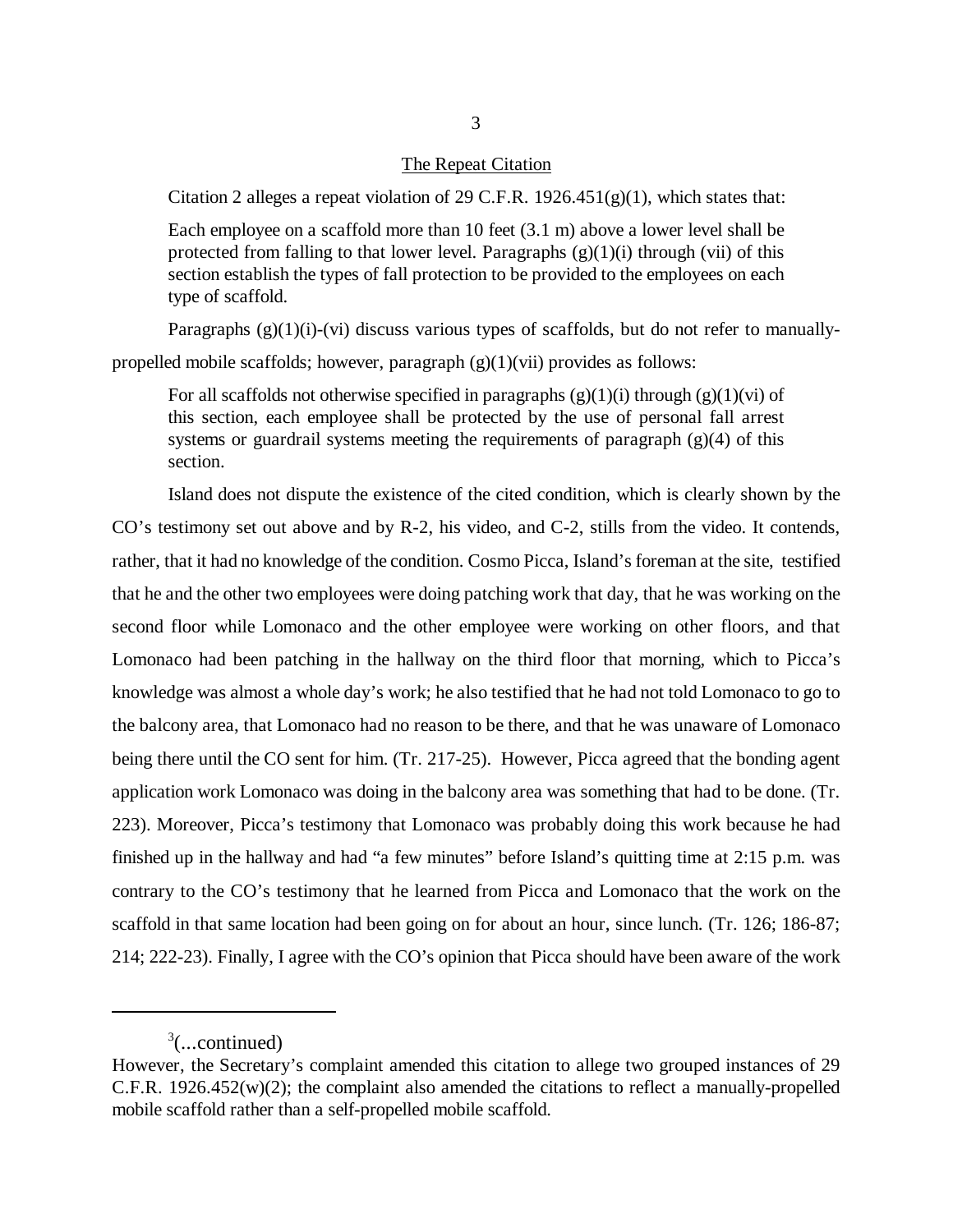## The Repeat Citation

Citation 2 alleges a repeat violation of 29 C.F.R. 1926.451(g)(1), which states that:

> Each employee on a scaffold more than 10 feet (3.1 m) above a lower level shall be protected from falling to that lower level. Paragraphs (g)(1)(i) through (vii) of this section establish the types of fall protection to be provided to the employees on each type of scaffold.

Paragraphs (g)(1)(i)-(vi) discuss various types of scaffolds, but do not refer to manually-propelled mobile scaffolds; however, paragraph (g)(1)(vii) provides as follows:

> For all scaffolds not otherwise specified in paragraphs (g)(1)(i) through (g)(1)(vi) of this section, each employee shall be protected by the use of personal fall arrest systems or guardrail systems meeting the requirements of paragraph (g)(4) of this section.

Island does not dispute the existence of the cited condition, which is clearly shown by the CO's testimony set out above and by R-2, his video, and C-2, stills from the video. It contends, rather, that it had no knowledge of the condition. Cosmo Picca, Island's foreman at the site, testified that he and the other two employees were doing patching work that day, that he was working on the second floor while Lomonaco and the other employee were working on other floors, and that Lomonaco had been patching in the hallway on the third floor that morning, which to Picca's knowledge was almost a whole day's work; he also testified that he had not told Lomonaco to go to the balcony area, that Lomonaco had no reason to be there, and that he was unaware of Lomonaco being there until the CO sent for him. (Tr. 217-25). However, Picca agreed that the bonding agent application work Lomonaco was doing in the balcony area was something that had to be done. (Tr. 223). Moreover, Picca's testimony that Lomonaco was probably doing this work because he had finished up in the hallway and had "a few minutes" before Island's quitting time at 2:15 p.m. was contrary to the CO's testimony that he learned from Picca and Lomonaco that the work on the scaffold in that same location had been going on for about an hour, since lunch. (Tr. 126; 186-87; 214; 222-23). Finally, I agree with the CO's opinion that Picca should have been aware of the work

---

[3](...continued)

However, the Secretary's complaint amended this citation to allege two grouped instances of 29 C.F.R. 1926.452(w)(2); the complaint also amended the citations to reflect a manually-propelled mobile scaffold rather than a self-propelled mobile scaffold.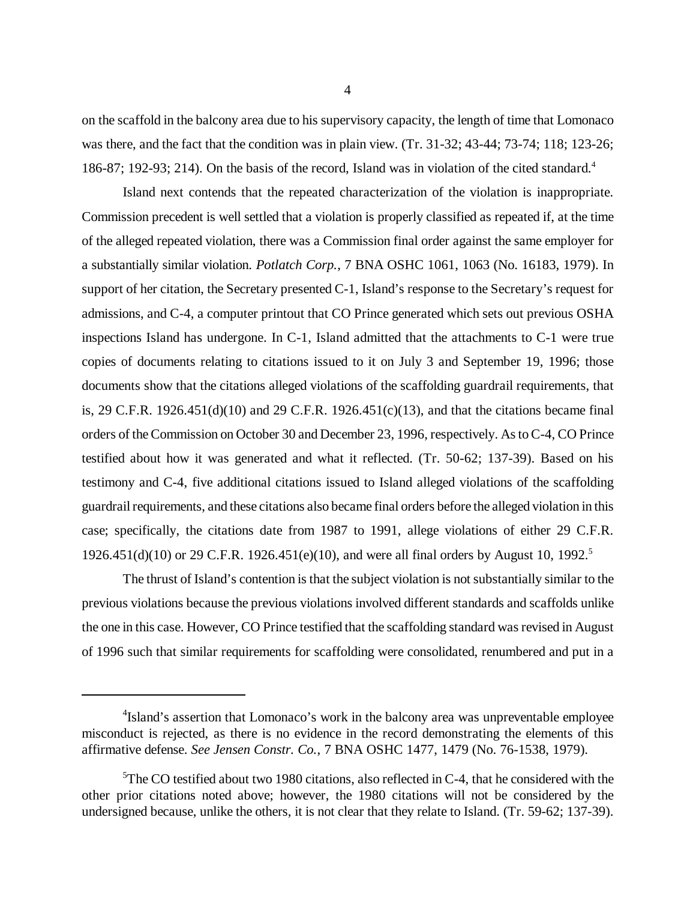on the scaffold in the balcony area due to his supervisory capacity, the length of time that Lomonaco was there, and the fact that the condition was in plain view. (Tr. 31-32; 43-44; 73-74; 118; 123-26; 186-87; 192-93; 214). On the basis of the record, Island was in violation of the cited standard.[4]

Island next contends that the repeated characterization of the violation is inappropriate. Commission precedent is well settled that a violation is properly classified as repeated if, at the time of the alleged repeated violation, there was a Commission final order against the same employer for a substantially similar violation. *Potlatch Corp.*, 7 BNA OSHC 1061, 1063 (No. 16183, 1979). In support of her citation, the Secretary presented C-1, Island's response to the Secretary's request for admissions, and C-4, a computer printout that CO Prince generated which sets out previous OSHA inspections Island has undergone. In C-1, Island admitted that the attachments to C-1 were true copies of documents relating to citations issued to it on July 3 and September 19, 1996; those documents show that the citations alleged violations of the scaffolding guardrail requirements, that is, 29 C.F.R. 1926.451(d)(10) and 29 C.F.R. 1926.451(c)(13), and that the citations became final orders of the Commission on October 30 and December 23, 1996, respectively. As to C-4, CO Prince testified about how it was generated and what it reflected. (Tr. 50-62; 137-39). Based on his testimony and C-4, five additional citations issued to Island alleged violations of the scaffolding guardrail requirements, and these citations also became final orders before the alleged violation in this case; specifically, the citations date from 1987 to 1991, allege violations of either 29 C.F.R. 1926.451(d)(10) or 29 C.F.R. 1926.451(e)(10), and were all final orders by August 10, 1992.[5]

The thrust of Island's contention is that the subject violation is not substantially similar to the previous violations because the previous violations involved different standards and scaffolds unlike the one in this case. However, CO Prince testified that the scaffolding standard was revised in August of 1996 such that similar requirements for scaffolding were consolidated, renumbered and put in a

---

[4]Island's assertion that Lomonaco's work in the balcony area was unpreventable employee misconduct is rejected, as there is no evidence in the record demonstrating the elements of this affirmative defense. *See Jensen Constr. Co.*, 7 BNA OSHC 1477, 1479 (No. 76-1538, 1979).

[5]The CO testified about two 1980 citations, also reflected in C-4, that he considered with the other prior citations noted above; however, the 1980 citations will not be considered by the undersigned because, unlike the others, it is not clear that they relate to Island. (Tr. 59-62; 137-39).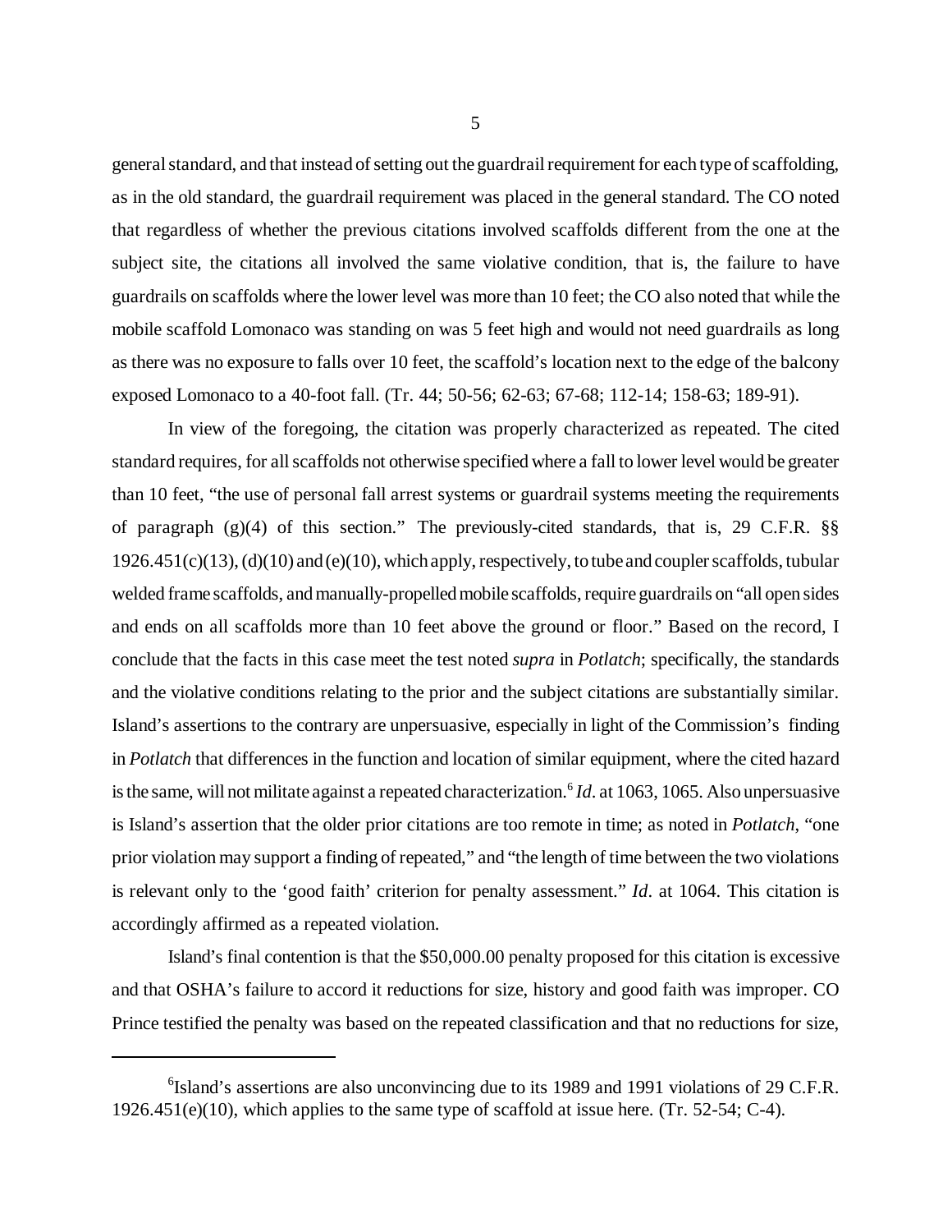general standard, and that instead of setting out the guardrail requirement for each type of scaffolding, as in the old standard, the guardrail requirement was placed in the general standard. The CO noted that regardless of whether the previous citations involved scaffolds different from the one at the subject site, the citations all involved the same violative condition, that is, the failure to have guardrails on scaffolds where the lower level was more than 10 feet; the CO also noted that while the mobile scaffold Lomonaco was standing on was 5 feet high and would not need guardrails as long as there was no exposure to falls over 10 feet, the scaffold's location next to the edge of the balcony exposed Lomonaco to a 40-foot fall. (Tr. 44; 50-56; 62-63; 67-68; 112-14; 158-63; 189-91).

In view of the foregoing, the citation was properly characterized as repeated. The cited standard requires, for all scaffolds not otherwise specified where a fall to lower level would be greater than 10 feet, "the use of personal fall arrest systems or guardrail systems meeting the requirements of paragraph (g)(4) of this section." The previously-cited standards, that is, 29 C.F.R. §§ 1926.451(c)(13), (d)(10) and (e)(10), which apply, respectively, to tube and coupler scaffolds, tubular welded frame scaffolds, and manually-propelled mobile scaffolds, require guardrails on "all open sides and ends on all scaffolds more than 10 feet above the ground or floor." Based on the record, I conclude that the facts in this case meet the test noted *supra* in *Potlatch*; specifically, the standards and the violative conditions relating to the prior and the subject citations are substantially similar. Island's assertions to the contrary are unpersuasive, especially in light of the Commission's finding in *Potlatch* that differences in the function and location of similar equipment, where the cited hazard is the same, will not militate against a repeated characterization.[6] *Id*. at 1063, 1065. Also unpersuasive is Island's assertion that the older prior citations are too remote in time; as noted in *Potlatch*, "one prior violation may support a finding of repeated," and "the length of time between the two violations is relevant only to the 'good faith' criterion for penalty assessment." *Id*. at 1064. This citation is accordingly affirmed as a repeated violation.

Island's final contention is that the $50,000.00 penalty proposed for this citation is excessive and that OSHA's failure to accord it reductions for size, history and good faith was improper. CO Prince testified the penalty was based on the repeated classification and that no reductions for size,

---

[6] Island's assertions are also unconvincing due to its 1989 and 1991 violations of 29 C.F.R. 1926.451(e)(10), which applies to the same type of scaffold at issue here. (Tr. 52-54; C-4).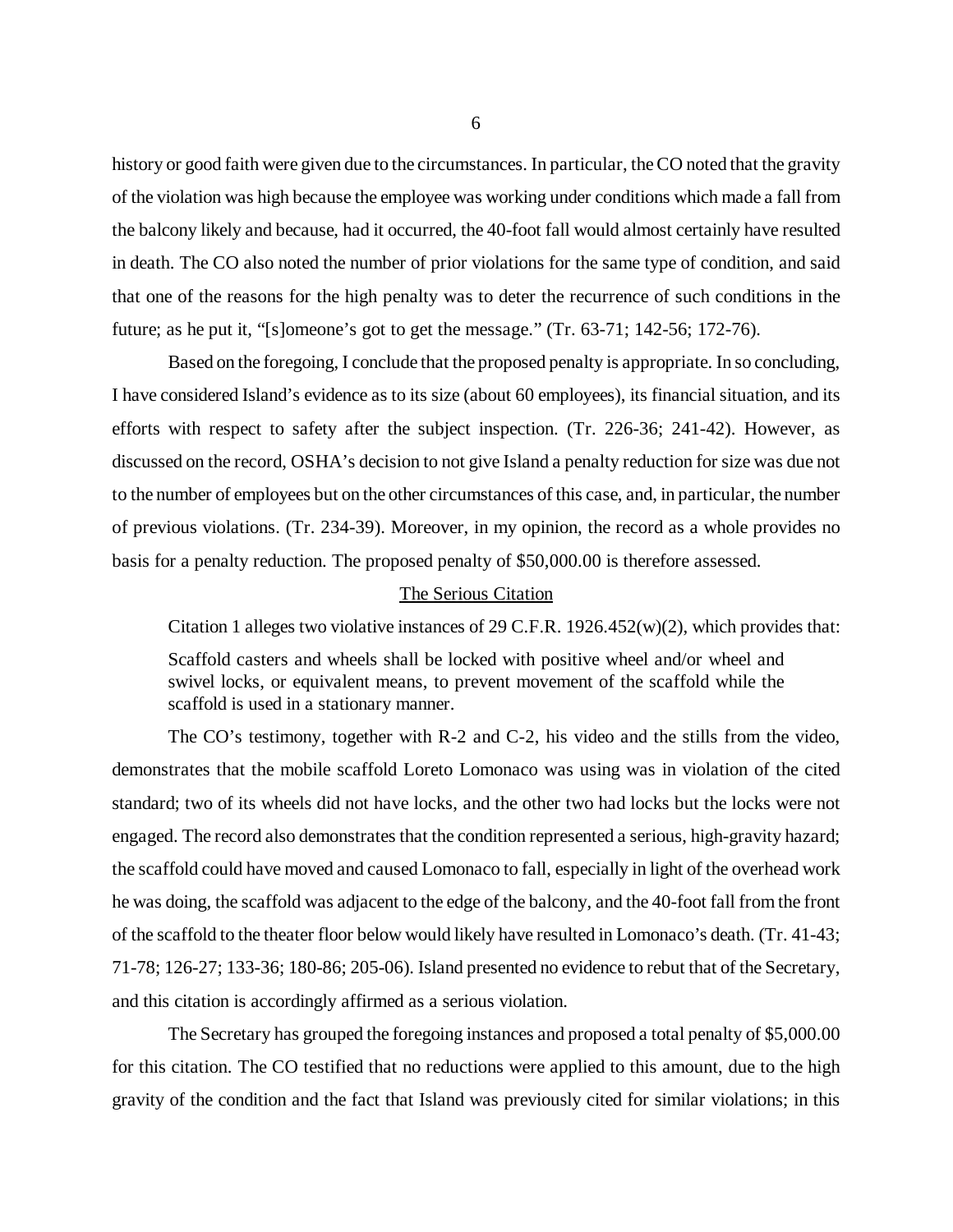history or good faith were given due to the circumstances. In particular, the CO noted that the gravity of the violation was high because the employee was working under conditions which made a fall from the balcony likely and because, had it occurred, the 40-foot fall would almost certainly have resulted in death. The CO also noted the number of prior violations for the same type of condition, and said that one of the reasons for the high penalty was to deter the recurrence of such conditions in the future; as he put it, "[s]omeone's got to get the message." (Tr. 63-71; 142-56; 172-76).

Based on the foregoing, I conclude that the proposed penalty is appropriate. In so concluding, I have considered Island's evidence as to its size (about 60 employees), its financial situation, and its efforts with respect to safety after the subject inspection. (Tr. 226-36; 241-42). However, as discussed on the record, OSHA's decision to not give Island a penalty reduction for size was due not to the number of employees but on the other circumstances of this case, and, in particular, the number of previous violations. (Tr. 234-39). Moreover, in my opinion, the record as a whole provides no basis for a penalty reduction. The proposed penalty of $50,000.00 is therefore assessed.

## The Serious Citation

Citation 1 alleges two violative instances of 29 C.F.R. 1926.452(w)(2), which provides that:

> Scaffold casters and wheels shall be locked with positive wheel and/or wheel and swivel locks, or equivalent means, to prevent movement of the scaffold while the scaffold is used in a stationary manner.

The CO's testimony, together with R-2 and C-2, his video and the stills from the video, demonstrates that the mobile scaffold Loreto Lomonaco was using was in violation of the cited standard; two of its wheels did not have locks, and the other two had locks but the locks were not engaged. The record also demonstrates that the condition represented a serious, high-gravity hazard; the scaffold could have moved and caused Lomonaco to fall, especially in light of the overhead work he was doing, the scaffold was adjacent to the edge of the balcony, and the 40-foot fall from the front of the scaffold to the theater floor below would likely have resulted in Lomonaco's death. (Tr. 41-43; 71-78; 126-27; 133-36; 180-86; 205-06). Island presented no evidence to rebut that of the Secretary, and this citation is accordingly affirmed as a serious violation.

The Secretary has grouped the foregoing instances and proposed a total penalty of $5,000.00 for this citation. The CO testified that no reductions were applied to this amount, due to the high gravity of the condition and the fact that Island was previously cited for similar violations; in this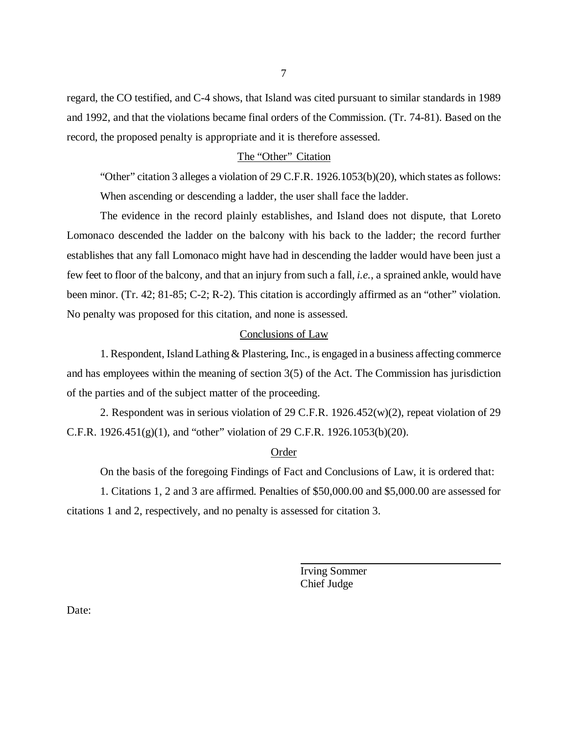regard, the CO testified, and C-4 shows, that Island was cited pursuant to similar standards in 1989 and 1992, and that the violations became final orders of the Commission. (Tr. 74-81). Based on the record, the proposed penalty is appropriate and it is therefore assessed.

## The "Other" Citation

"Other" citation 3 alleges a violation of 29 C.F.R. 1926.1053(b)(20), which states as follows:

When ascending or descending a ladder, the user shall face the ladder.

The evidence in the record plainly establishes, and Island does not dispute, that Loreto Lomonaco descended the ladder on the balcony with his back to the ladder; the record further establishes that any fall Lomonaco might have had in descending the ladder would have been just a few feet to floor of the balcony, and that an injury from such a fall, *i.e.*, a sprained ankle, would have been minor. (Tr. 42; 81-85; C-2; R-2). This citation is accordingly affirmed as an "other" violation. No penalty was proposed for this citation, and none is assessed.

## Conclusions of Law

1. Respondent, Island Lathing & Plastering, Inc., is engaged in a business affecting commerce and has employees within the meaning of section 3(5) of the Act. The Commission has jurisdiction of the parties and of the subject matter of the proceeding.

2. Respondent was in serious violation of 29 C.F.R. 1926.452(w)(2), repeat violation of 29 C.F.R. 1926.451(g)(1), and "other" violation of 29 C.F.R. 1926.1053(b)(20).

## Order

On the basis of the foregoing Findings of Fact and Conclusions of Law, it is ordered that:

1. Citations 1, 2 and 3 are affirmed. Penalties of $50,000.00 and $5,000.00 are assessed for citations 1 and 2, respectively, and no penalty is assessed for citation 3.

Irving Sommer
Chief Judge

Date: